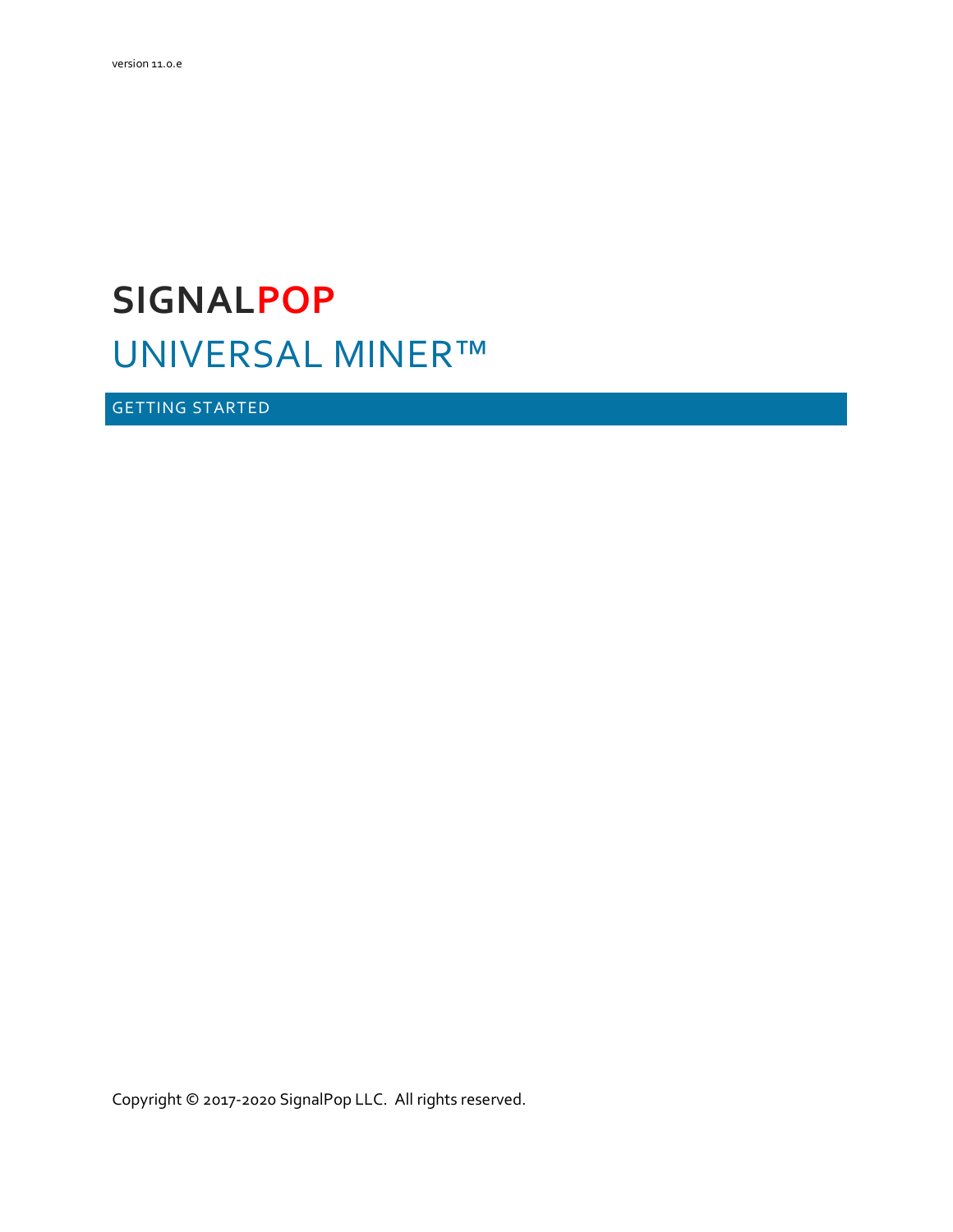version 11.0.e

# SIGNALPOP

# UNIVERSAL MINER™

## GETTING STARTED

Copyright © 2017-2020 SignalPop LLC. All rights reserved.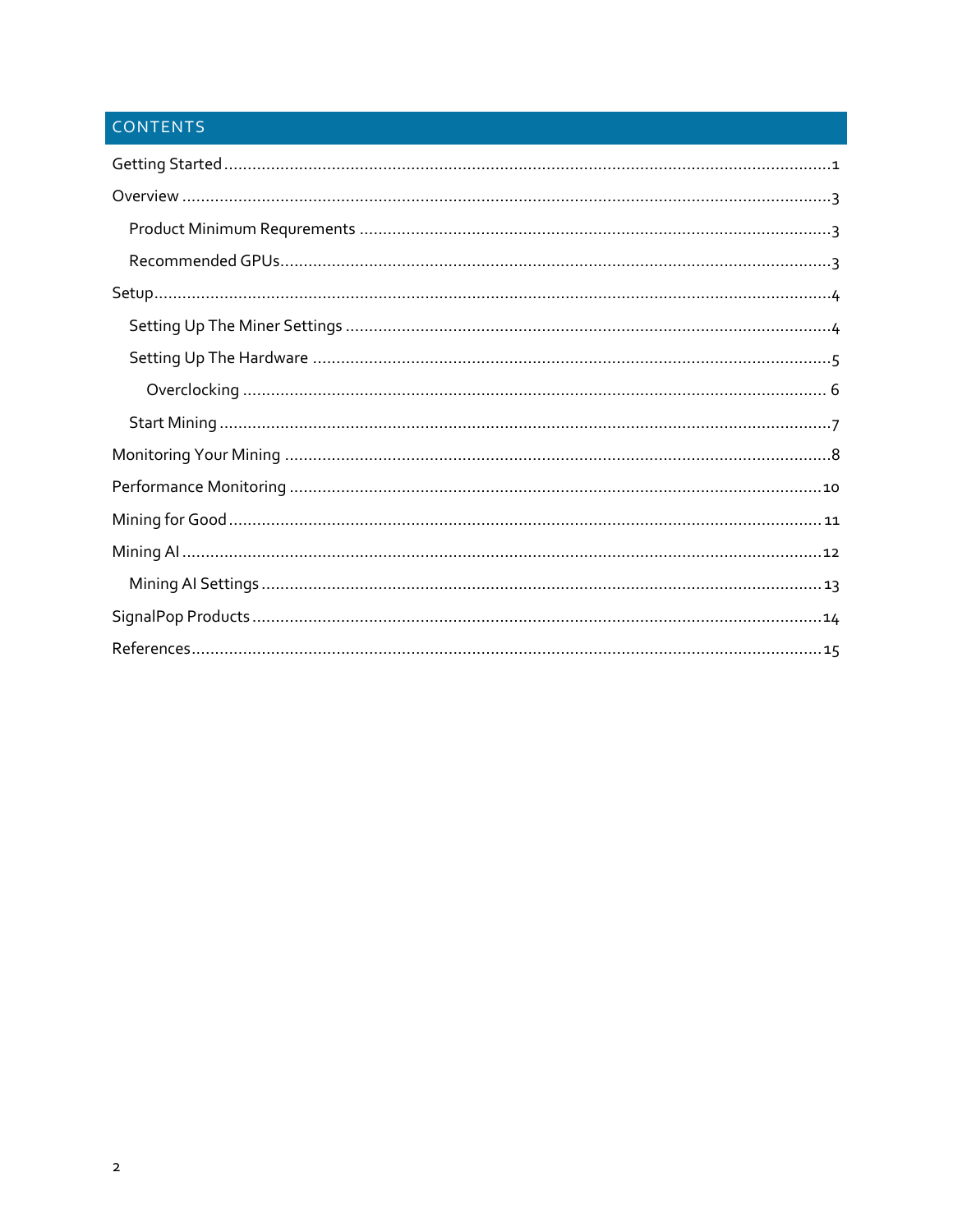# CONTENTS

- Getting Started ....... 1
- Overview ....... 3
  - Product Minimum Requrements ....... 3
  - Recommended GPUs ....... 3
- Setup ....... 4
  - Setting Up The Miner Settings ....... 4
  - Setting Up The Hardware ....... 5
    - Overclocking ....... 6
  - Start Mining ....... 7
- Monitoring Your Mining ....... 8
- Performance Monitoring ....... 10
- Mining for Good ....... 11
- Mining AI ....... 12
  - Mining AI Settings ....... 13
- SignalPop Products ....... 14
- References ....... 15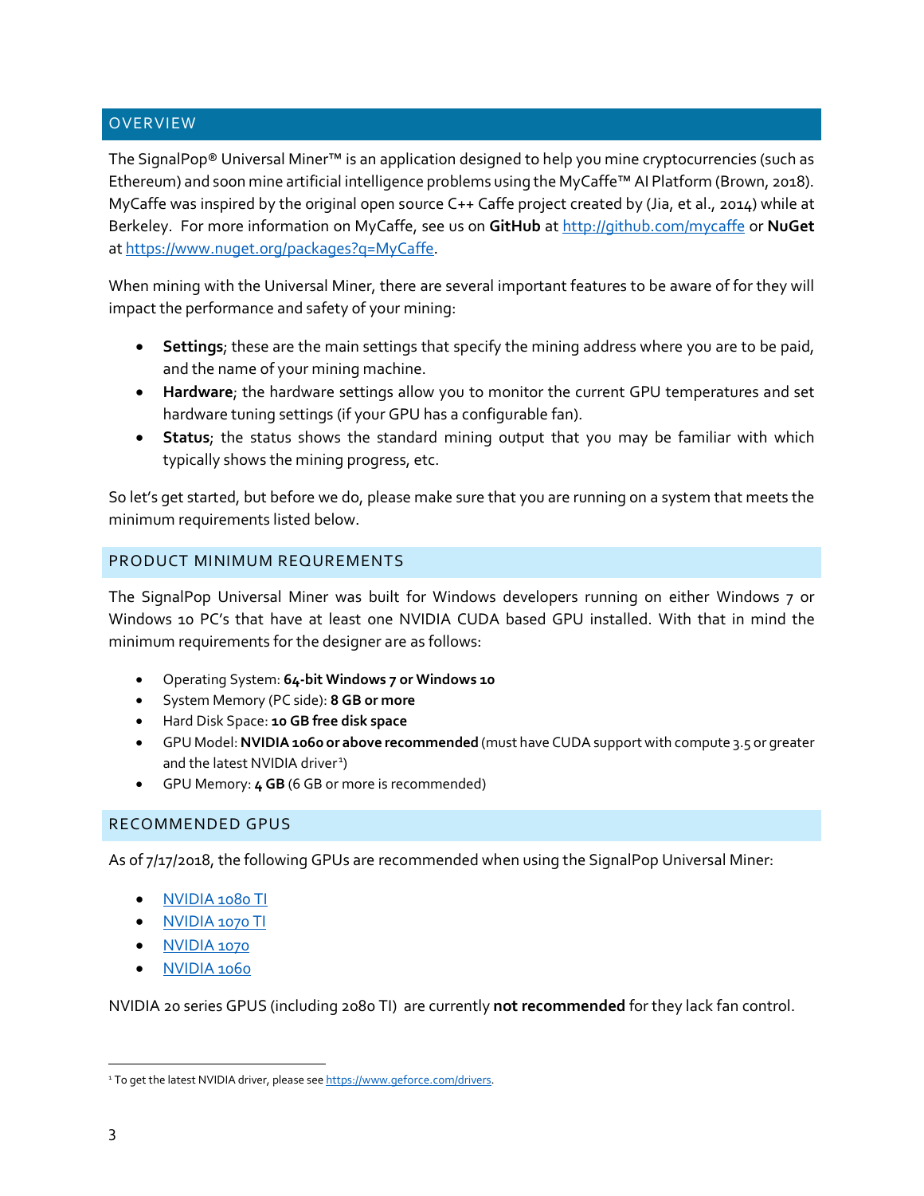## OVERVIEW

The SignalPop® Universal Miner™ is an application designed to help you mine cryptocurrencies (such as Ethereum) and soon mine artificial intelligence problems using the MyCaffe™ AI Platform (Brown, 2018). MyCaffe was inspired by the original open source C++ Caffe project created by (Jia, et al., 2014) while at Berkeley. For more information on MyCaffe, see us on **GitHub** at [http://github.com/mycaffe](http://github.com/mycaffe) or **NuGet** at [https://www.nuget.org/packages?q=MyCaffe](https://www.nuget.org/packages?q=MyCaffe).

When mining with the Universal Miner, there are several important features to be aware of for they will impact the performance and safety of your mining:

- **Settings**; these are the main settings that specify the mining address where you are to be paid, and the name of your mining machine.
- **Hardware**; the hardware settings allow you to monitor the current GPU temperatures and set hardware tuning settings (if your GPU has a configurable fan).
- **Status**; the status shows the standard mining output that you may be familiar with which typically shows the mining progress, etc.

So let's get started, but before we do, please make sure that you are running on a system that meets the minimum requirements listed below.

## PRODUCT MINIMUM REQUREMENTS

The SignalPop Universal Miner was built for Windows developers running on either Windows 7 or Windows 10 PC's that have at least one NVIDIA CUDA based GPU installed. With that in mind the minimum requirements for the designer are as follows:

- Operating System: **64-bit Windows 7 or Windows 10**
- System Memory (PC side): **8 GB or more**
- Hard Disk Space: **10 GB free disk space**
- GPU Model: **NVIDIA 1060 or above recommended** (must have CUDA support with compute 3.5 or greater and the latest NVIDIA driver[1])
- GPU Memory: **4 GB** (6 GB or more is recommended)

## RECOMMENDED GPUS

As of 7/17/2018, the following GPUs are recommended when using the SignalPop Universal Miner:

- NVIDIA 1080 TI
- NVIDIA 1070 TI
- NVIDIA 1070
- NVIDIA 1060

NVIDIA 20 series GPUS (including 2080 TI) are currently **not recommended** for they lack fan control.

[1] To get the latest NVIDIA driver, please see [https://www.geforce.com/drivers](https://www.geforce.com/drivers).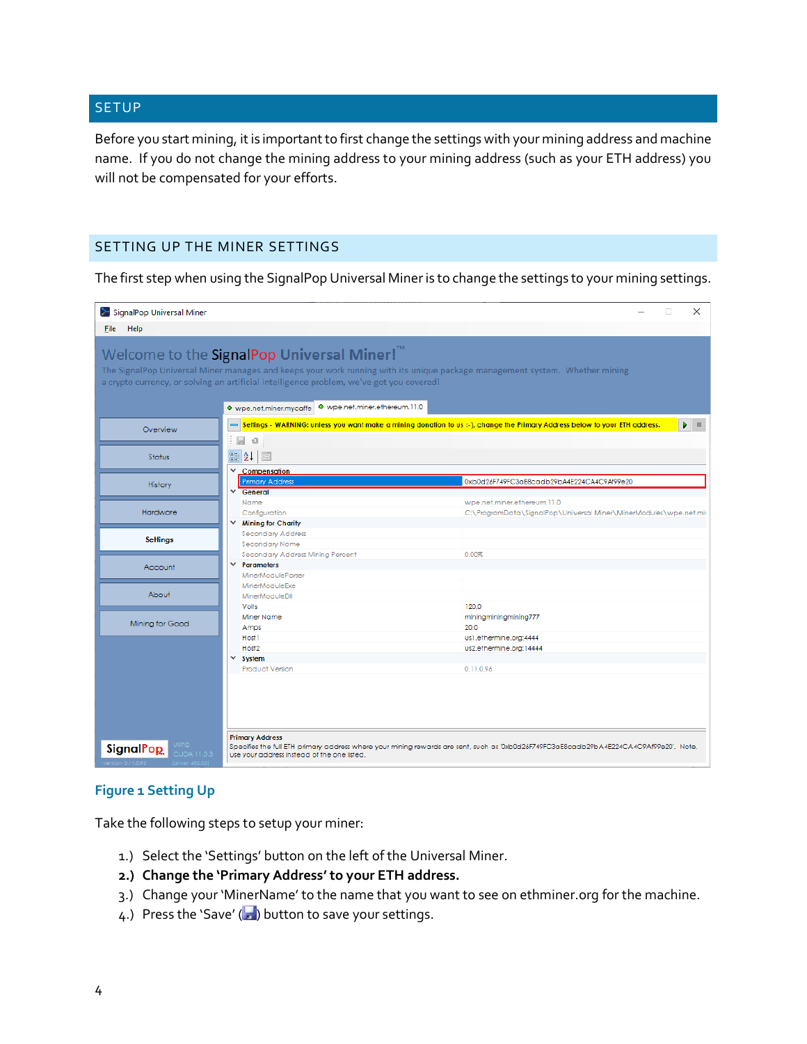## SETUP

Before you start mining, it is important to first change the settings with your mining address and machine name. If you do not change the mining address to your mining address (such as your ETH address) you will not be compensated for your efforts.

### SETTING UP THE MINER SETTINGS

The first step when using the SignalPop Universal Miner is to change the settings to your mining settings.

**Figure 1 Setting Up**

Take the following steps to setup your miner:

1.) Select the 'Settings' button on the left of the Universal Miner.
2.) **Change the 'Primary Address' to your ETH address.**
3.) Change your 'MinerName' to the name that you want to see on ethminer.org for the machine.
4.) Press the 'Save' ( ) button to save your settings.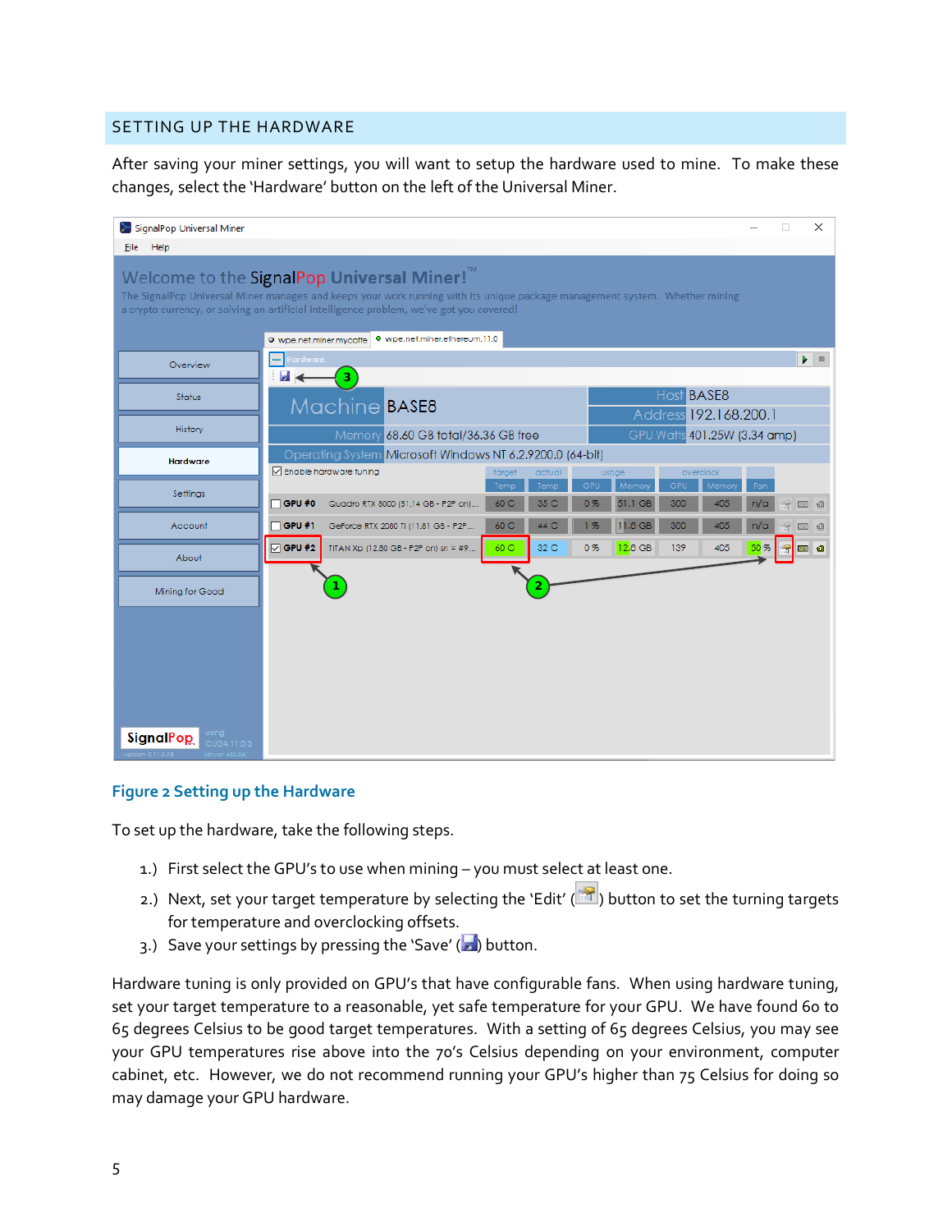## SETTING UP THE HARDWARE

After saving your miner settings, you will want to setup the hardware used to mine. To make these changes, select the 'Hardware' button on the left of the Universal Miner.

**Figure 2 Setting up the Hardware**

To set up the hardware, take the following steps.

1.) First select the GPU's to use when mining – you must select at least one.

2.) Next, set your target temperature by selecting the 'Edit' ( ) button to set the turning targets for temperature and overclocking offsets.

3.) Save your settings by pressing the 'Save' ( ) button.

Hardware tuning is only provided on GPU's that have configurable fans. When using hardware tuning, set your target temperature to a reasonable, yet safe temperature for your GPU. We have found 60 to 65 degrees Celsius to be good target temperatures. With a setting of 65 degrees Celsius, you may see your GPU temperatures rise above into the 70's Celsius depending on your environment, computer cabinet, etc. However, we do not recommend running your GPU's higher than 75 Celsius for doing so may damage your GPU hardware.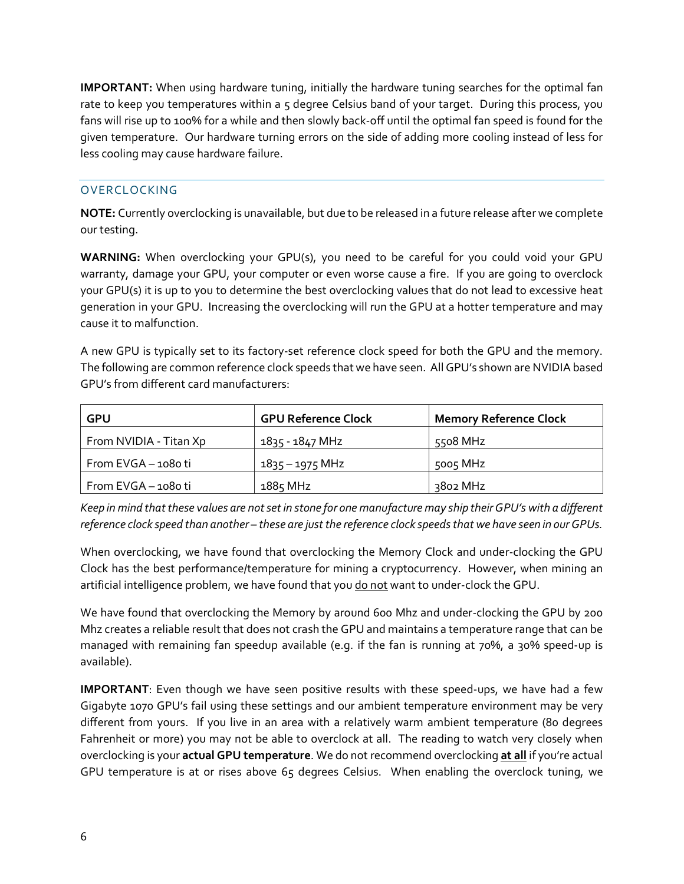**IMPORTANT:** When using hardware tuning, initially the hardware tuning searches for the optimal fan rate to keep you temperatures within a 5 degree Celsius band of your target. During this process, you fans will rise up to 100% for a while and then slowly back-off until the optimal fan speed is found for the given temperature. Our hardware turning errors on the side of adding more cooling instead of less for less cooling may cause hardware failure.

## OVERCLOCKING

**NOTE:** Currently overclocking is unavailable, but due to be released in a future release after we complete our testing.

**WARNING:** When overclocking your GPU(s), you need to be careful for you could void your GPU warranty, damage your GPU, your computer or even worse cause a fire. If you are going to overclock your GPU(s) it is up to you to determine the best overclocking values that do not lead to excessive heat generation in your GPU. Increasing the overclocking will run the GPU at a hotter temperature and may cause it to malfunction.

A new GPU is typically set to its factory-set reference clock speed for both the GPU and the memory. The following are common reference clock speeds that we have seen. All GPU's shown are NVIDIA based GPU's from different card manufacturers:

| GPU | GPU Reference Clock | Memory Reference Clock |
| --- | --- | --- |
| From NVIDIA - Titan Xp | 1835 - 1847 MHz | 5508 MHz |
| From EVGA – 1080 ti | 1835 – 1975 MHz | 5005 MHz |
| From EVGA – 1080 ti | 1885 MHz | 3802 MHz |

*Keep in mind that these values are not set in stone for one manufacture may ship their GPU's with a different reference clock speed than another – these are just the reference clock speeds that we have seen in our GPUs.*

When overclocking, we have found that overclocking the Memory Clock and under-clocking the GPU Clock has the best performance/temperature for mining a cryptocurrency. However, when mining an artificial intelligence problem, we have found that you do not want to under-clock the GPU.

We have found that overclocking the Memory by around 600 Mhz and under-clocking the GPU by 200 Mhz creates a reliable result that does not crash the GPU and maintains a temperature range that can be managed with remaining fan speedup available (e.g. if the fan is running at 70%, a 30% speed-up is available).

**IMPORTANT**: Even though we have seen positive results with these speed-ups, we have had a few Gigabyte 1070 GPU's fail using these settings and our ambient temperature environment may be very different from yours. If you live in an area with a relatively warm ambient temperature (80 degrees Fahrenheit or more) you may not be able to overclock at all. The reading to watch very closely when overclocking is your **actual GPU temperature**. We do not recommend overclocking **at all** if you're actual GPU temperature is at or rises above 65 degrees Celsius. When enabling the overclock tuning, we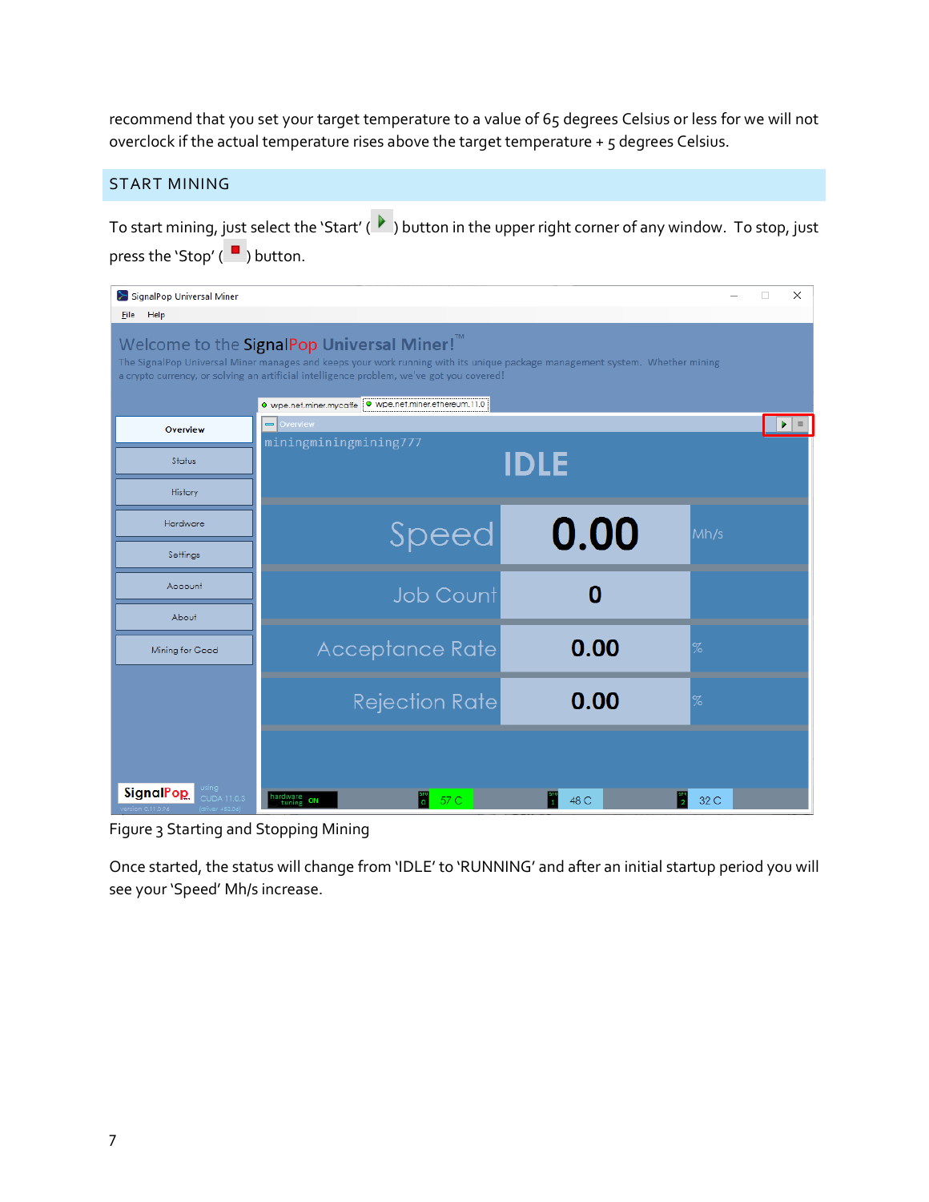recommend that you set your target temperature to a value of 65 degrees Celsius or less for we will not overclock if the actual temperature rises above the target temperature + 5 degrees Celsius.

## START MINING

To start mining, just select the 'Start' ( ▶ ) button in the upper right corner of any window. To stop, just press the 'Stop' ( ■ ) button.

Figure 3 Starting and Stopping Mining

Once started, the status will change from 'IDLE' to 'RUNNING' and after an initial startup period you will see your 'Speed' Mh/s increase.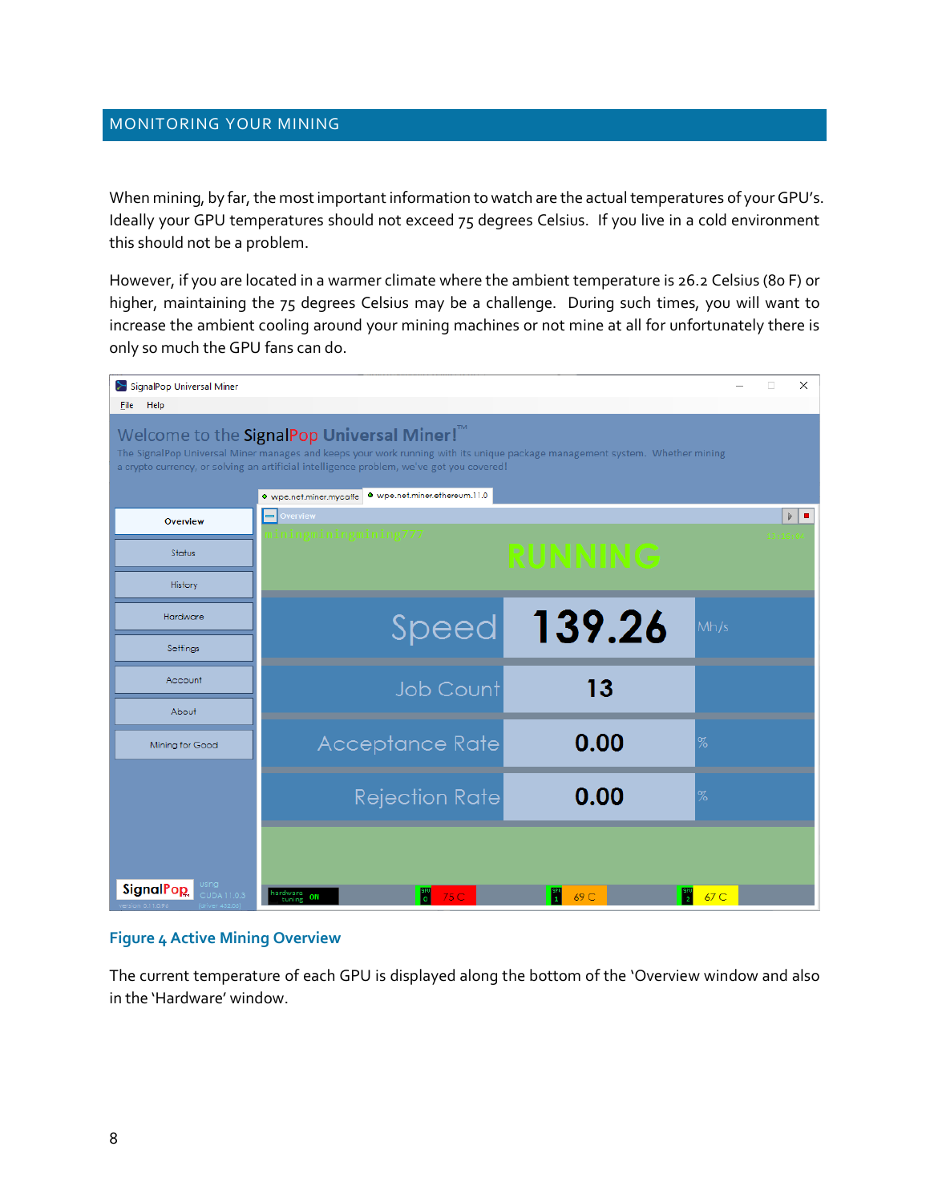## MONITORING YOUR MINING

When mining, by far, the most important information to watch are the actual temperatures of your GPU's. Ideally your GPU temperatures should not exceed 75 degrees Celsius. If you live in a cold environment this should not be a problem.

However, if you are located in a warmer climate where the ambient temperature is 26.2 Celsius (80 F) or higher, maintaining the 75 degrees Celsius may be a challenge. During such times, you will want to increase the ambient cooling around your mining machines or not mine at all for unfortunately there is only so much the GPU fans can do.

**Figure 4 Active Mining Overview**

The current temperature of each GPU is displayed along the bottom of the 'Overview window and also in the 'Hardware' window.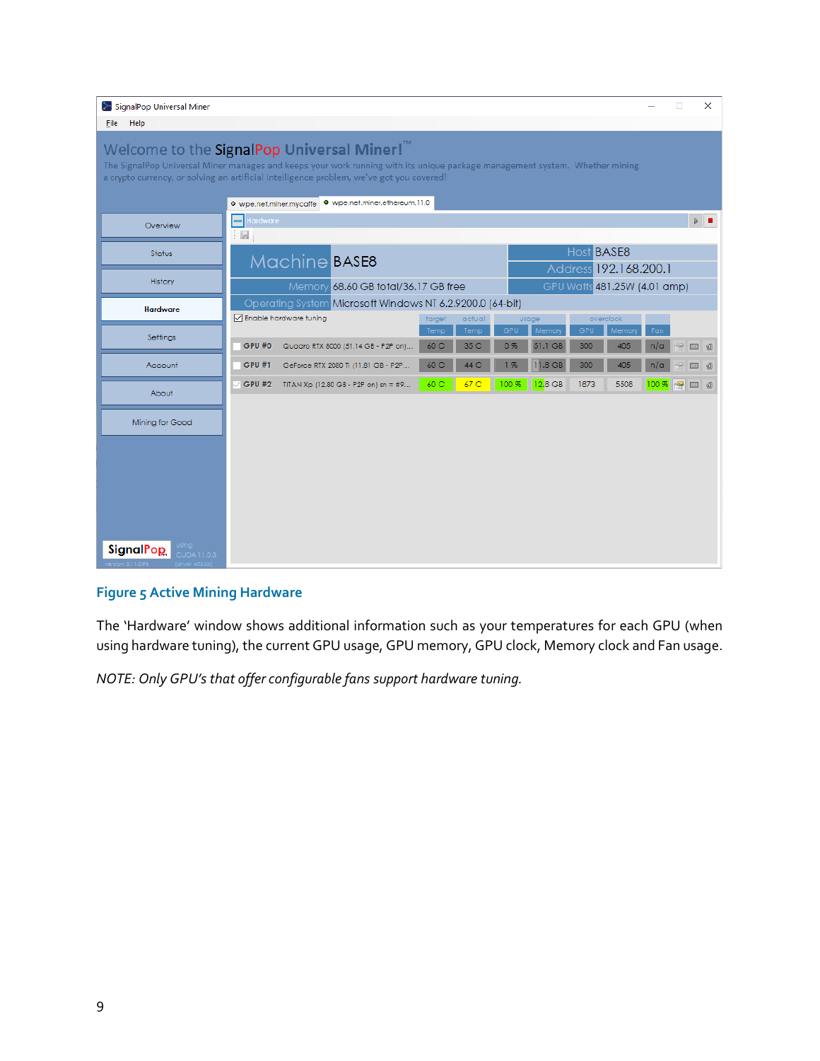**Figure 5 Active Mining Hardware**

The 'Hardware' window shows additional information such as your temperatures for each GPU (when using hardware tuning), the current GPU usage, GPU memory, GPU clock, Memory clock and Fan usage.

*NOTE: Only GPU's that offer configurable fans support hardware tuning.*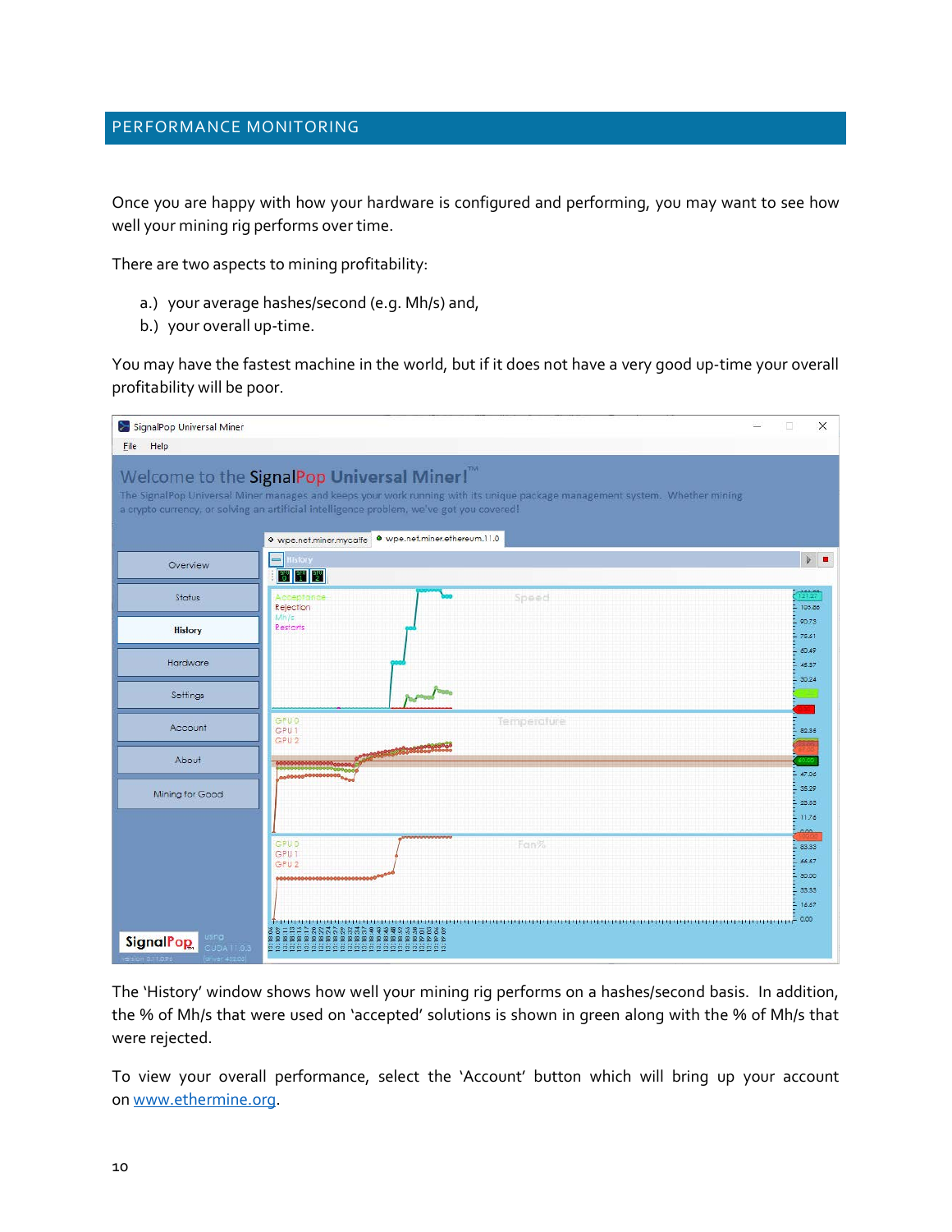# PERFORMANCE MONITORING

Once you are happy with how your hardware is configured and performing, you may want to see how well your mining rig performs over time.

There are two aspects to mining profitability:

a.) your average hashes/second (e.g. Mh/s) and,
b.) your overall up-time.

You may have the fastest machine in the world, but if it does not have a very good up-time your overall profitability will be poor.

The 'History' window shows how well your mining rig performs on a hashes/second basis. In addition, the % of Mh/s that were used on 'accepted' solutions is shown in green along with the % of Mh/s that were rejected.

To view your overall performance, select the 'Account' button which will bring up your account on [www.ethermine.org](http://www.ethermine.org).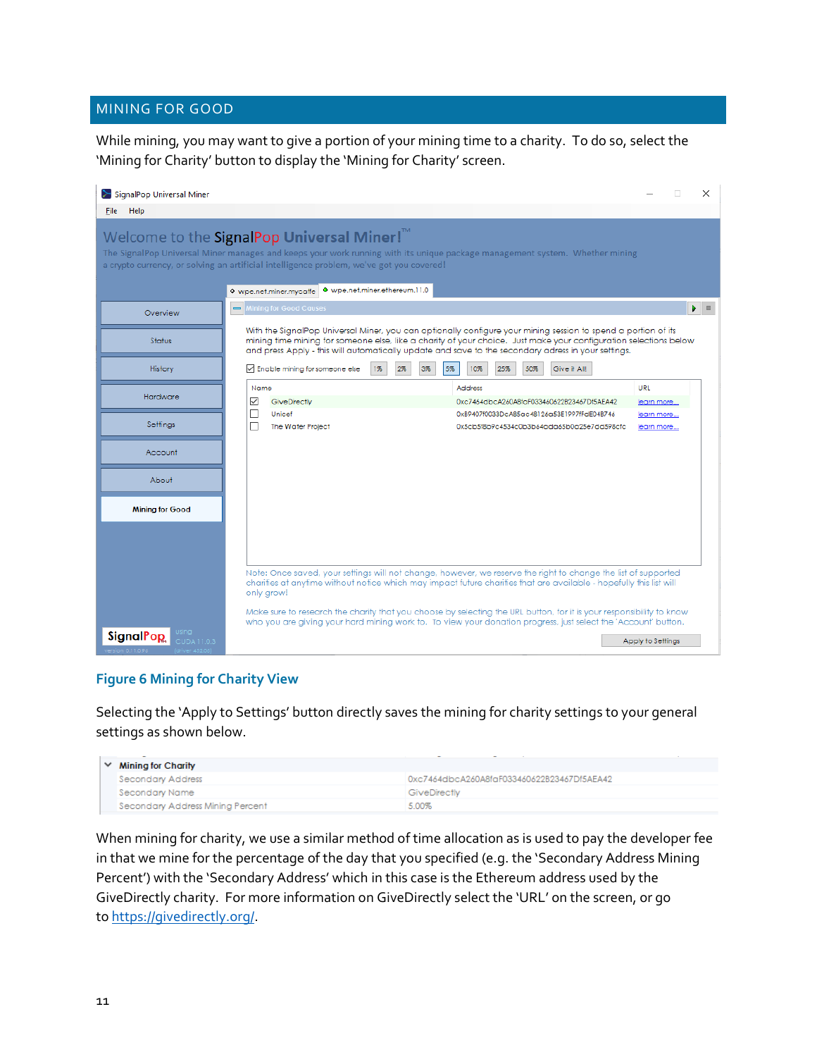## MINING FOR GOOD

While mining, you may want to give a portion of your mining time to a charity. To do so, select the 'Mining for Charity' button to display the 'Mining for Charity' screen.

**Figure 6 Mining for Charity View**

Selecting the 'Apply to Settings' button directly saves the mining for charity settings to your general settings as shown below.

| Mining for Charity | |
|---|---|
| Secondary Address | 0xc7464dbcA260A8faF033460622B23467Df5AEA42 |
| Secondary Name | GiveDirectly |
| Secondary Address Mining Percent | 5.00% |

When mining for charity, we use a similar method of time allocation as is used to pay the developer fee in that we mine for the percentage of the day that you specified (e.g. the 'Secondary Address Mining Percent') with the 'Secondary Address' which in this case is the Ethereum address used by the GiveDirectly charity. For more information on GiveDirectly select the 'URL' on the screen, or go to https://givedirectly.org/.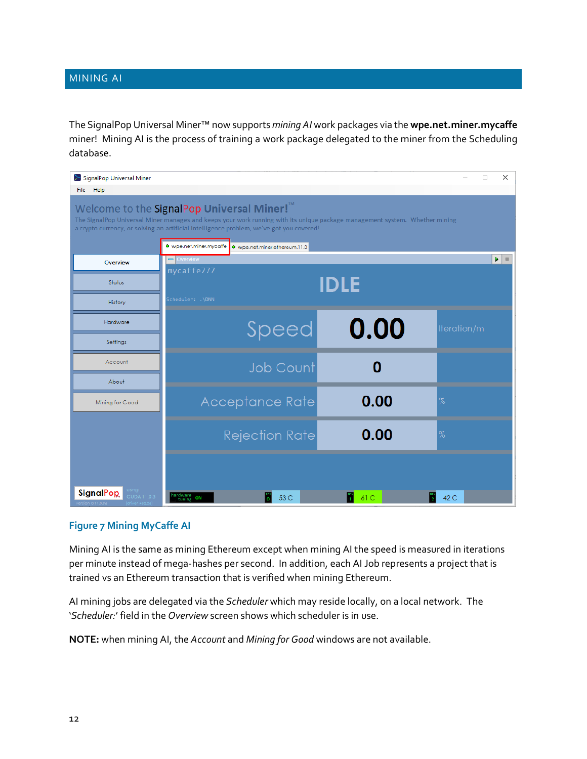## MINING AI

The SignalPop Universal Miner™ now supports *mining AI* work packages via the **wpe.net.miner.mycaffe** miner! Mining AI is the process of training a work package delegated to the miner from the Scheduling database.

**Figure 7 Mining MyCaffe AI**

Mining AI is the same as mining Ethereum except when mining AI the speed is measured in iterations per minute instead of mega-hashes per second. In addition, each AI Job represents a project that is trained vs an Ethereum transaction that is verified when mining Ethereum.

AI mining jobs are delegated via the *Scheduler* which may reside locally, on a local network. The '*Scheduler:*' field in the *Overview* screen shows which scheduler is in use.

**NOTE:** when mining AI, the *Account* and *Mining for Good* windows are not available.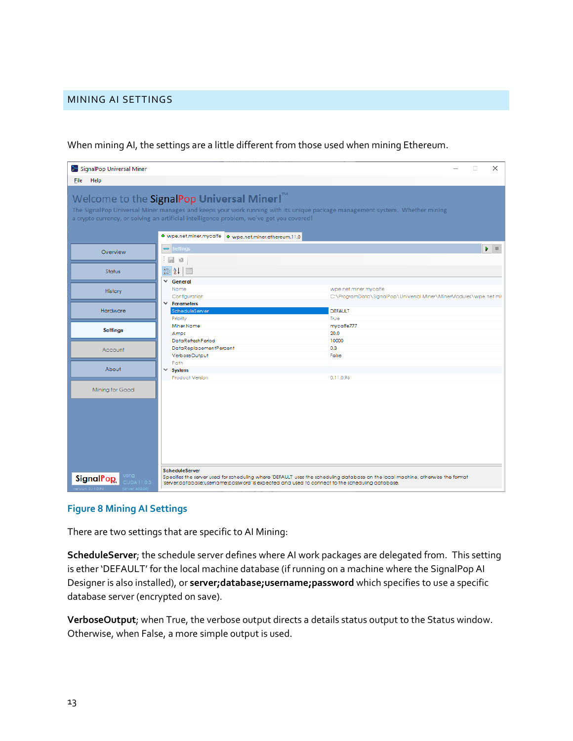## MINING AI SETTINGS

When mining AI, the settings are a little different from those used when mining Ethereum.

Figure 8 Mining AI Settings

There are two settings that are specific to AI Mining:

**ScheduleServer**; the schedule server defines where AI work packages are delegated from. This setting is ether 'DEFAULT' for the local machine database (if running on a machine where the SignalPop AI Designer is also installed), or **server;database;username;password** which specifies to use a specific database server (encrypted on save).

**VerboseOutput**; when True, the verbose output directs a details status output to the Status window. Otherwise, when False, a more simple output is used.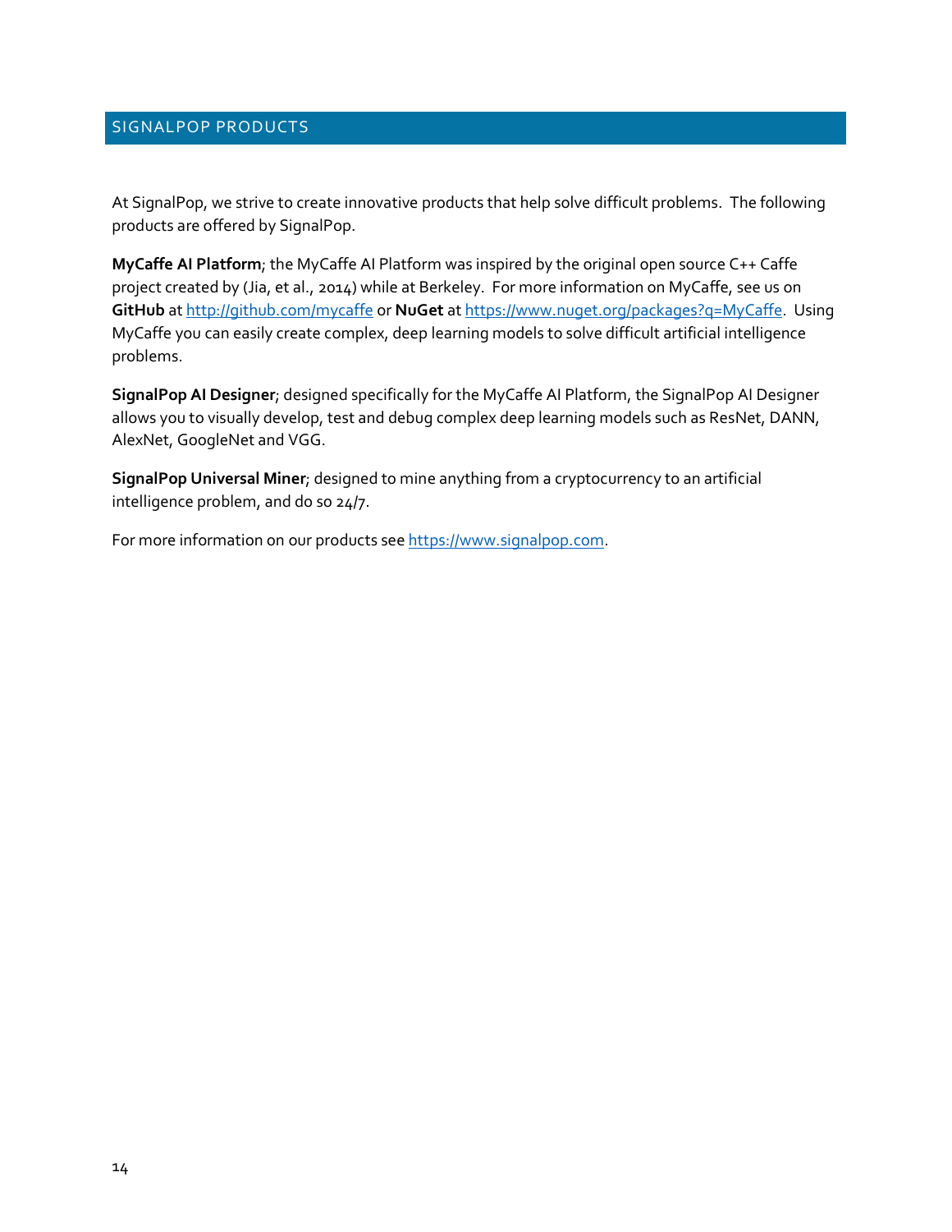## SIGNALPOP PRODUCTS

At SignalPop, we strive to create innovative products that help solve difficult problems. The following products are offered by SignalPop.

**MyCaffe AI Platform**; the MyCaffe AI Platform was inspired by the original open source C++ Caffe project created by (Jia, et al., 2014) while at Berkeley. For more information on MyCaffe, see us on **GitHub** at [http://github.com/mycaffe](http://github.com/mycaffe) or **NuGet** at [https://www.nuget.org/packages?q=MyCaffe](https://www.nuget.org/packages?q=MyCaffe). Using MyCaffe you can easily create complex, deep learning models to solve difficult artificial intelligence problems.

**SignalPop AI Designer**; designed specifically for the MyCaffe AI Platform, the SignalPop AI Designer allows you to visually develop, test and debug complex deep learning models such as ResNet, DANN, AlexNet, GoogleNet and VGG.

**SignalPop Universal Miner**; designed to mine anything from a cryptocurrency to an artificial intelligence problem, and do so 24/7.

For more information on our products see [https://www.signalpop.com](https://www.signalpop.com).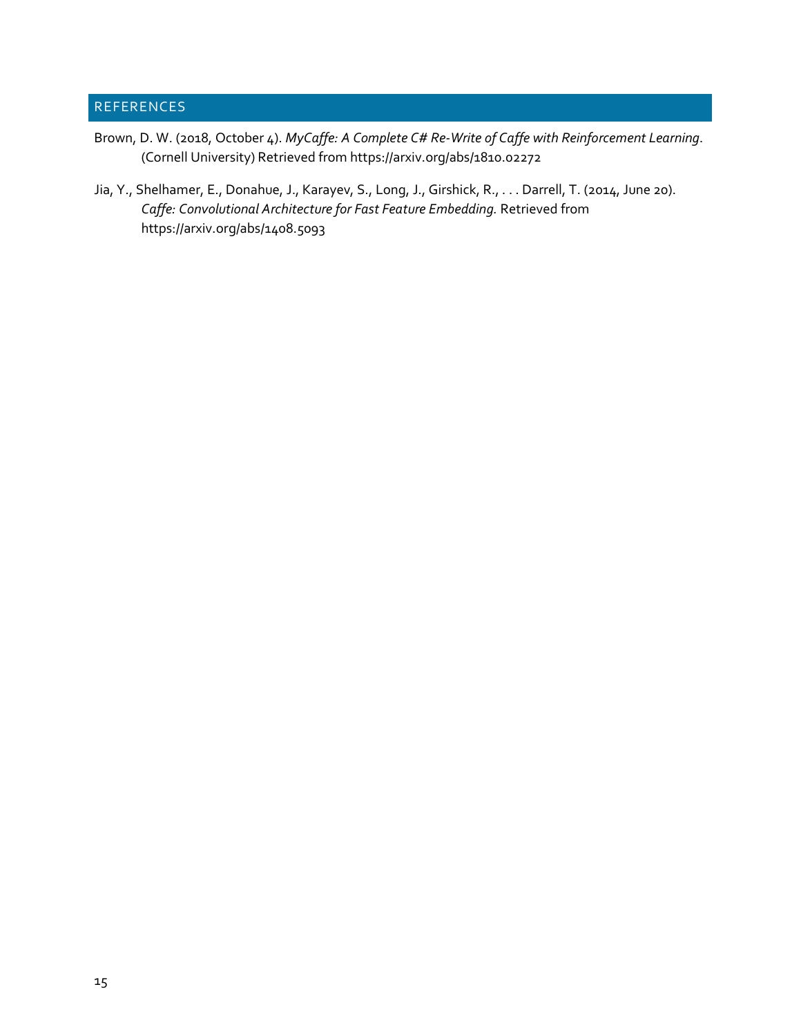## REFERENCES

Brown, D. W. (2018, October 4). *MyCaffe: A Complete C# Re-Write of Caffe with Reinforcement Learning*. (Cornell University) Retrieved from https://arxiv.org/abs/1810.02272

Jia, Y., Shelhamer, E., Donahue, J., Karayev, S., Long, J., Girshick, R., . . . Darrell, T. (2014, June 20). *Caffe: Convolutional Architecture for Fast Feature Embedding.* Retrieved from https://arxiv.org/abs/1408.5093